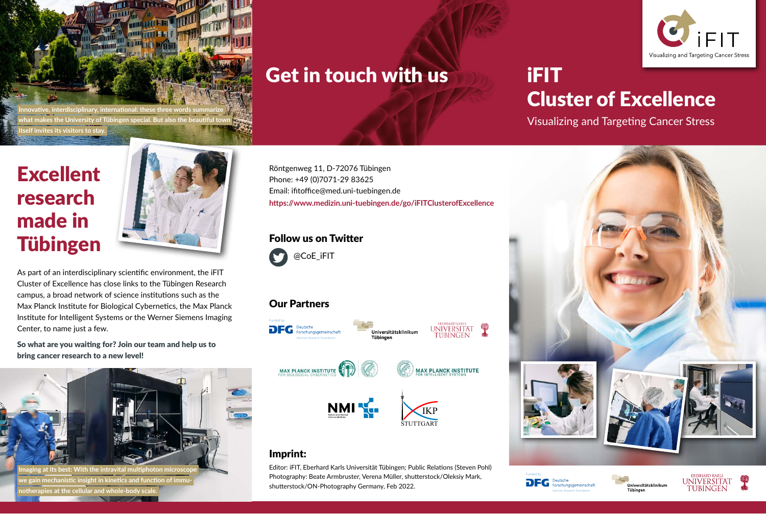Innovative, interdisciplinary, international: these three words summarize what makes the University of Tübingen special. But also the beautiful town itself invites its visitors to stay.

# Excellent research made in Tübingen

As part of an interdisciplinary scientific environment, the iFIT Cluster of Excellence has close links to the Tübingen Research campus, a broad network of science institutions such as the Max Planck Institute for Biological Cybernetics, the Max Planck Institute for Intelligent Systems or the Werner Siemens Imaging Center, to name just a few.

**So what are you waiting for? Join our team and help us to bring cancer research to a new level!**

Imaging at its best: With the intravital multiphoton microscope we gain mechanistic insight in kinetics and function of immunotherapies at the cellular and whole-body scale.

# Get in touch with us

Röntgenweg 11, D-72076 Tübingen
Phone: +49 (0)7071-29 83625
Email: ifitoffice@med.uni-tuebingen.de
**https://www.medizin.uni-tuebingen.de/go/iFITClusterofExcellence**

## Follow us on Twitter

@CoE_iFIT

## Our Partners

Funded by DFG Deutsche Forschungsgemeinschaft German Research Foundation

Universitätsklinikum Tübingen

Eberhard Karls Universität Tübingen

Max Planck Institute for Biological Cybernetics

Max Planck Institute for Intelligent Systems

NMI Natural and Medical Sciences Institute

IKP Stuttgart

## Imprint:

Editor: iFIT, Eberhard Karls Universität Tübingen; Public Relations (Steven Pohl)
Photography: Beate Armbruster, Verena Müller, shutterstock/Oleksiy Mark, shutterstock/ON-Photography Germany, Feb 2022.

iFIT – Visualizing and Targeting Cancer Stress

# iFIT Cluster of Excellence

Visualizing and Targeting Cancer Stress

Funded by DFG Deutsche Forschungsgemeinschaft German Research Foundation

Universitätsklinikum Tübingen

Eberhard Karls Universität Tübingen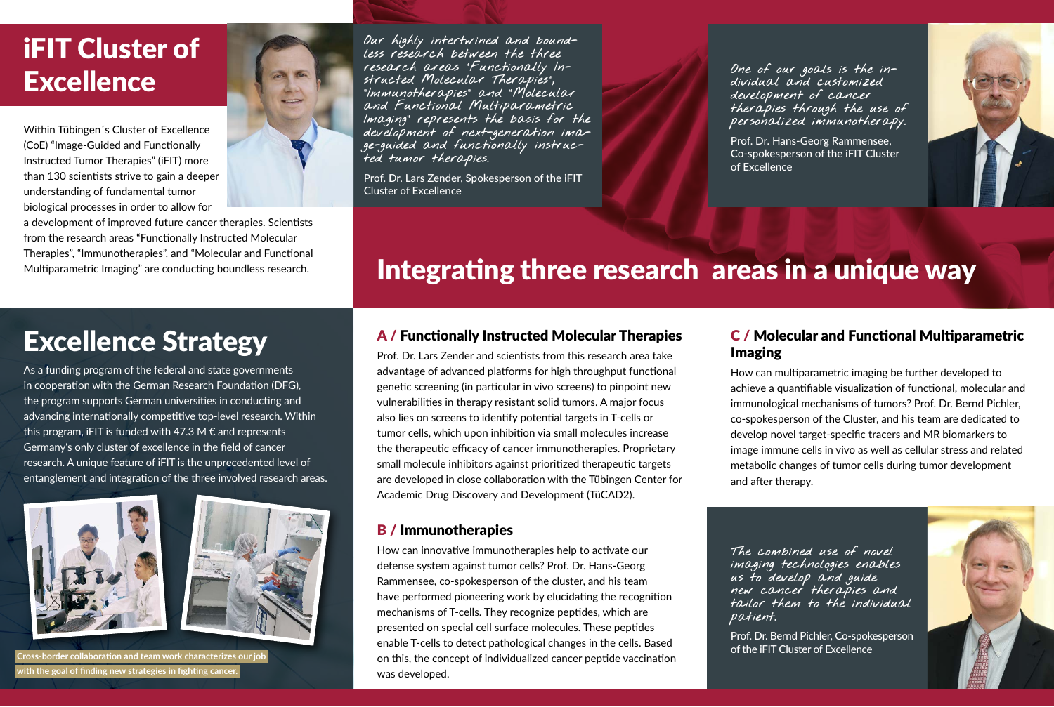# iFIT Cluster of Excellence

Within Tübingen´s Cluster of Excellence (CoE) "Image-Guided and Functionally Instructed Tumor Therapies" (iFIT) more than 130 scientists strive to gain a deeper understanding of fundamental tumor biological processes in order to allow for a development of improved future cancer therapies. Scientists from the research areas "Functionally Instructed Molecular Therapies", "Immunotherapies", and "Molecular and Functional Multiparametric Imaging" are conducting boundless research.

*Our highly intertwined and boundless research between the three research areas "Functionally Instructed Molecular Therapies", "Immunotherapies" and "Molecular and Functional Multiparametric Imaging" represents the basis for the development of next-generation image-guided and functionally instructed tumor therapies.*

Prof. Dr. Lars Zender, Spokesperson of the iFIT Cluster of Excellence

*One of our goals is the individual and customized development of cancer therapies through the use of personalized immunotherapy.*

Prof. Dr. Hans-Georg Rammensee, Co-spokesperson of the iFIT Cluster of Excellence

# Excellence Strategy

As a funding program of the federal and state governments in cooperation with the German Research Foundation (DFG), the program supports German universities in conducting and advancing internationally competitive top-level research. Within this program, iFIT is funded with 47.3 M € and represents Germany's only cluster of excellence in the field of cancer research. A unique feature of iFIT is the unprecedented level of entanglement and integration of the three involved research areas.

**Cross-border collaboration and team work characterizes our job with the goal of finding new strategies in fighting cancer.**

# Integrating three research areas in a unique way

## A / Functionally Instructed Molecular Therapies

Prof. Dr. Lars Zender and scientists from this research area take advantage of advanced platforms for high throughput functional genetic screening (in particular in vivo screens) to pinpoint new vulnerabilities in therapy resistant solid tumors. A major focus also lies on screens to identify potential targets in T-cells or tumor cells, which upon inhibition via small molecules increase the therapeutic efficacy of cancer immunotherapies. Proprietary small molecule inhibitors against prioritized therapeutic targets are developed in close collaboration with the Tübingen Center for Academic Drug Discovery and Development (TüCAD2).

## B / Immunotherapies

How can innovative immunotherapies help to activate our defense system against tumor cells? Prof. Dr. Hans-Georg Rammensee, co-spokesperson of the cluster, and his team have performed pioneering work by elucidating the recognition mechanisms of T-cells. They recognize peptides, which are presented on special cell surface molecules. These peptides enable T-cells to detect pathological changes in the cells. Based on this, the concept of individualized cancer peptide vaccination was developed.

## C / Molecular and Functional Multiparametric Imaging

How can multiparametric imaging be further developed to achieve a quantifiable visualization of functional, molecular and immunological mechanisms of tumors? Prof. Dr. Bernd Pichler, co-spokesperson of the Cluster, and his team are dedicated to develop novel target-specific tracers and MR biomarkers to image immune cells in vivo as well as cellular stress and related metabolic changes of tumor cells during tumor development and after therapy.

*The combined use of novel imaging technologies enables us to develop and guide new cancer therapies and tailor them to the individual patient.*

Prof. Dr. Bernd Pichler, Co-spokesperson of the iFIT Cluster of Excellence